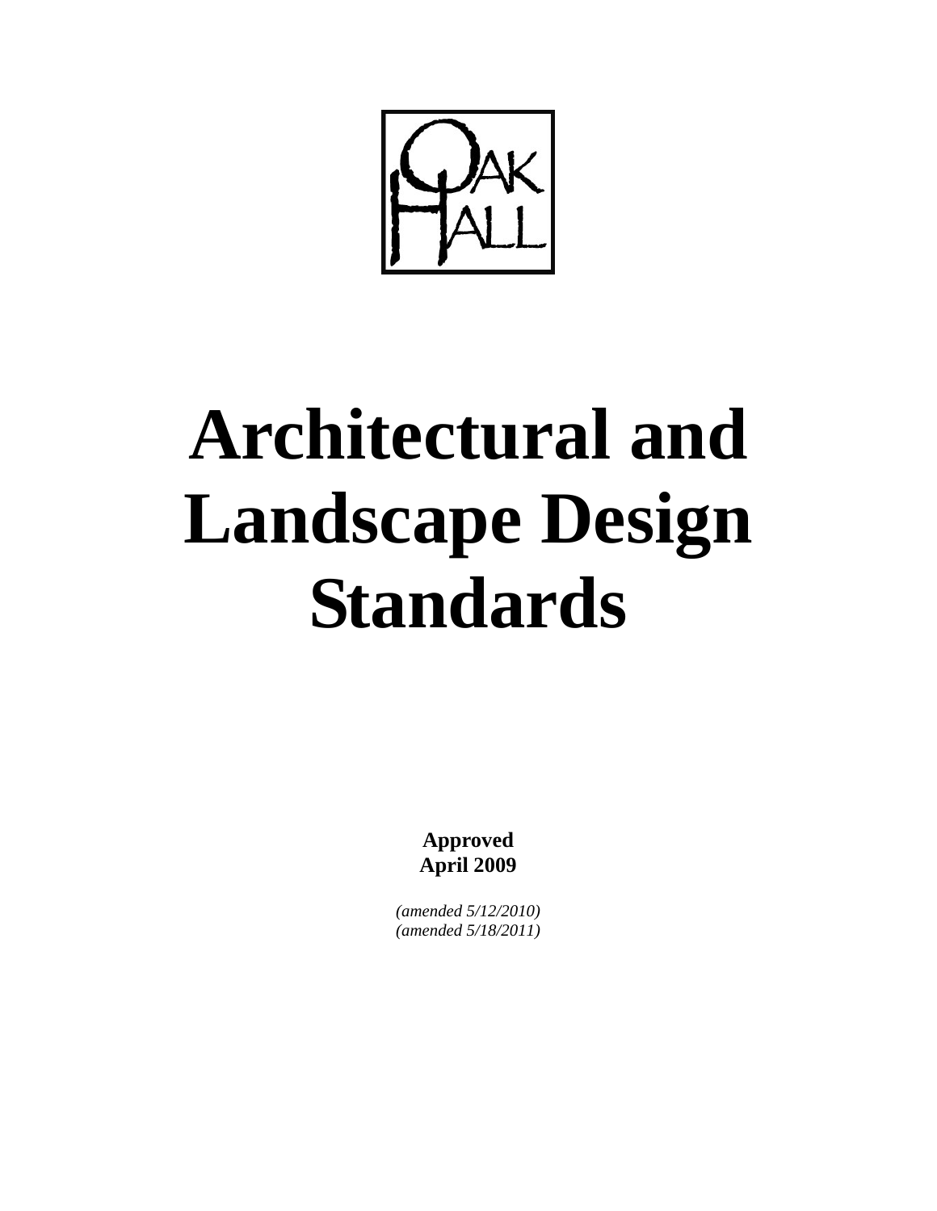OAK HALL

# Architectural and Landscape Design Standards

**Approved**
**April 2009**

*(amended 5/12/2010)*
*(amended 5/18/2011)*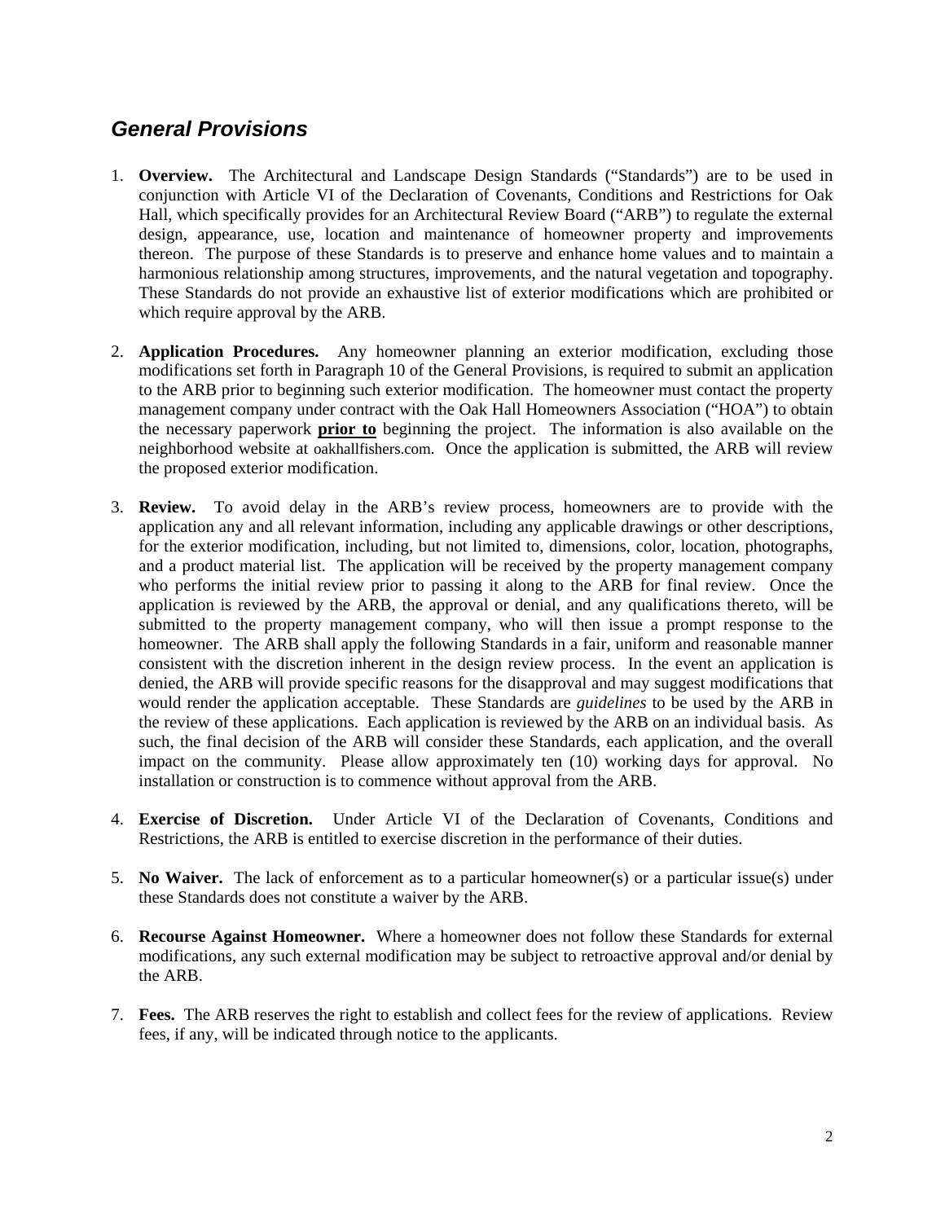## *General Provisions*

1. **Overview.** The Architectural and Landscape Design Standards ("Standards") are to be used in conjunction with Article VI of the Declaration of Covenants, Conditions and Restrictions for Oak Hall, which specifically provides for an Architectural Review Board ("ARB") to regulate the external design, appearance, use, location and maintenance of homeowner property and improvements thereon. The purpose of these Standards is to preserve and enhance home values and to maintain a harmonious relationship among structures, improvements, and the natural vegetation and topography. These Standards do not provide an exhaustive list of exterior modifications which are prohibited or which require approval by the ARB.

2. **Application Procedures.** Any homeowner planning an exterior modification, excluding those modifications set forth in Paragraph 10 of the General Provisions, is required to submit an application to the ARB prior to beginning such exterior modification. The homeowner must contact the property management company under contract with the Oak Hall Homeowners Association ("HOA") to obtain the necessary paperwork **<u>prior to</u>** beginning the project. The information is also available on the neighborhood website at oakhallfishers.com. Once the application is submitted, the ARB will review the proposed exterior modification.

3. **Review.** To avoid delay in the ARB's review process, homeowners are to provide with the application any and all relevant information, including any applicable drawings or other descriptions, for the exterior modification, including, but not limited to, dimensions, color, location, photographs, and a product material list. The application will be received by the property management company who performs the initial review prior to passing it along to the ARB for final review. Once the application is reviewed by the ARB, the approval or denial, and any qualifications thereto, will be submitted to the property management company, who will then issue a prompt response to the homeowner. The ARB shall apply the following Standards in a fair, uniform and reasonable manner consistent with the discretion inherent in the design review process. In the event an application is denied, the ARB will provide specific reasons for the disapproval and may suggest modifications that would render the application acceptable. These Standards are *guidelines* to be used by the ARB in the review of these applications. Each application is reviewed by the ARB on an individual basis. As such, the final decision of the ARB will consider these Standards, each application, and the overall impact on the community. Please allow approximately ten (10) working days for approval. No installation or construction is to commence without approval from the ARB.

4. **Exercise of Discretion.** Under Article VI of the Declaration of Covenants, Conditions and Restrictions, the ARB is entitled to exercise discretion in the performance of their duties.

5. **No Waiver.** The lack of enforcement as to a particular homeowner(s) or a particular issue(s) under these Standards does not constitute a waiver by the ARB.

6. **Recourse Against Homeowner.** Where a homeowner does not follow these Standards for external modifications, any such external modification may be subject to retroactive approval and/or denial by the ARB.

7. **Fees.** The ARB reserves the right to establish and collect fees for the review of applications. Review fees, if any, will be indicated through notice to the applicants.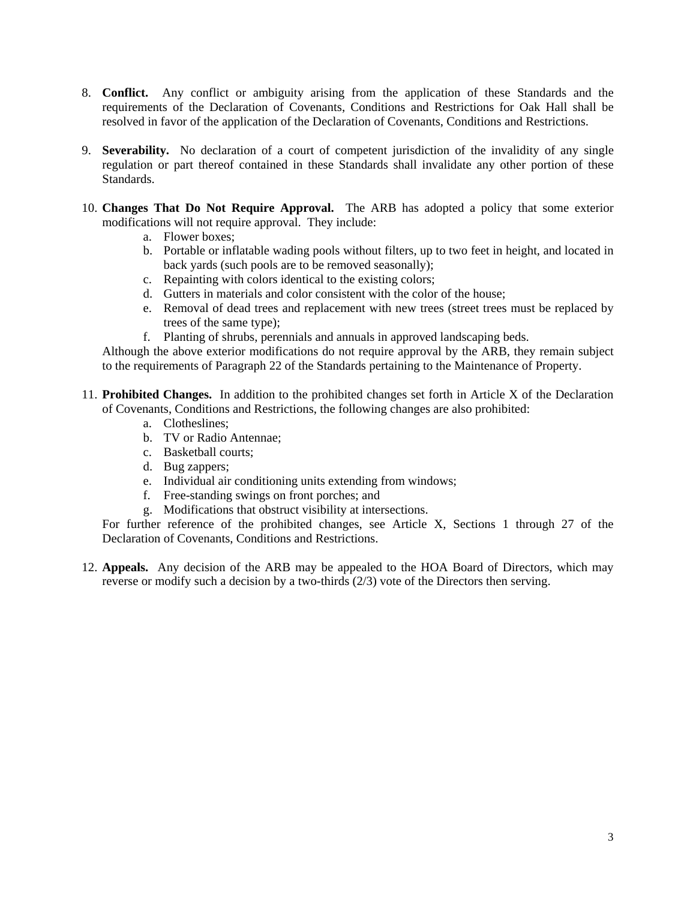8. **Conflict.** Any conflict or ambiguity arising from the application of these Standards and the requirements of the Declaration of Covenants, Conditions and Restrictions for Oak Hall shall be resolved in favor of the application of the Declaration of Covenants, Conditions and Restrictions.

9. **Severability.** No declaration of a court of competent jurisdiction of the invalidity of any single regulation or part thereof contained in these Standards shall invalidate any other portion of these Standards.

10. **Changes That Do Not Require Approval.** The ARB has adopted a policy that some exterior modifications will not require approval. They include:
    a. Flower boxes;
    b. Portable or inflatable wading pools without filters, up to two feet in height, and located in back yards (such pools are to be removed seasonally);
    c. Repainting with colors identical to the existing colors;
    d. Gutters in materials and color consistent with the color of the house;
    e. Removal of dead trees and replacement with new trees (street trees must be replaced by trees of the same type);
    f. Planting of shrubs, perennials and annuals in approved landscaping beds.

    Although the above exterior modifications do not require approval by the ARB, they remain subject to the requirements of Paragraph 22 of the Standards pertaining to the Maintenance of Property.

11. **Prohibited Changes.** In addition to the prohibited changes set forth in Article X of the Declaration of Covenants, Conditions and Restrictions, the following changes are also prohibited:
    a. Clotheslines;
    b. TV or Radio Antennae;
    c. Basketball courts;
    d. Bug zappers;
    e. Individual air conditioning units extending from windows;
    f. Free-standing swings on front porches; and
    g. Modifications that obstruct visibility at intersections.

    For further reference of the prohibited changes, see Article X, Sections 1 through 27 of the Declaration of Covenants, Conditions and Restrictions.

12. **Appeals.** Any decision of the ARB may be appealed to the HOA Board of Directors, which may reverse or modify such a decision by a two-thirds (2/3) vote of the Directors then serving.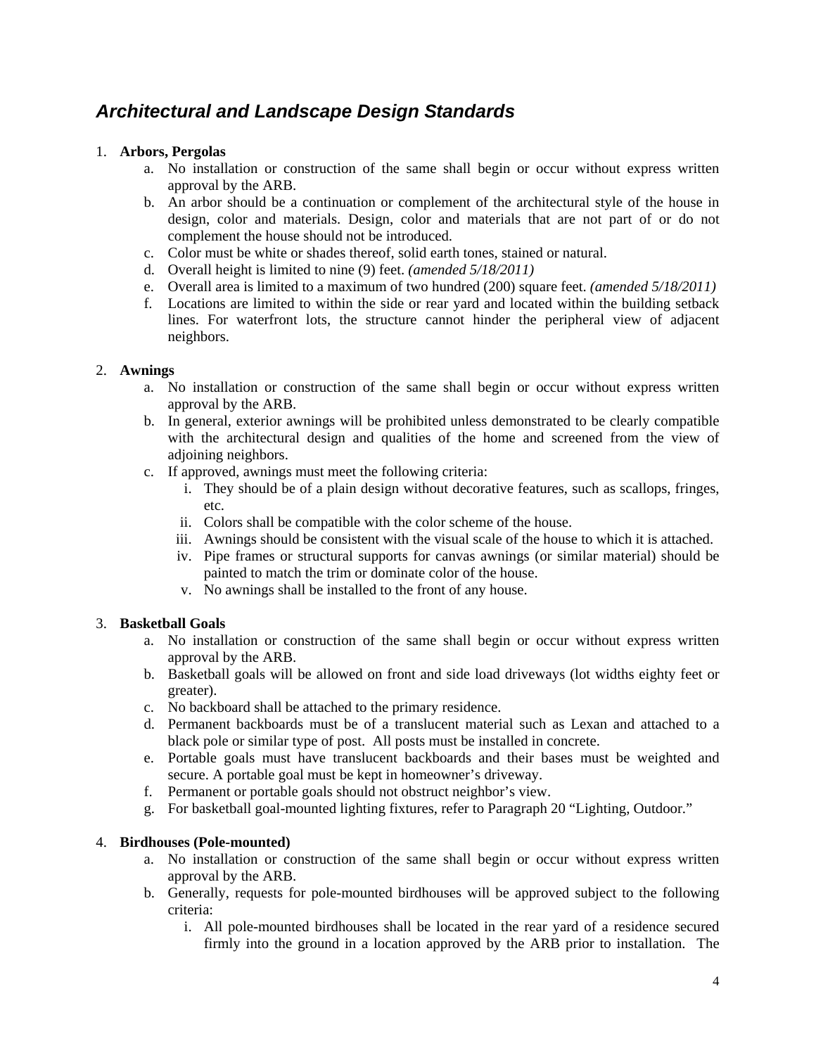## *Architectural and Landscape Design Standards*

1. **Arbors, Pergolas**
    a. No installation or construction of the same shall begin or occur without express written approval by the ARB.
    b. An arbor should be a continuation or complement of the architectural style of the house in design, color and materials. Design, color and materials that are not part of or do not complement the house should not be introduced.
    c. Color must be white or shades thereof, solid earth tones, stained or natural.
    d. Overall height is limited to nine (9) feet. *(amended 5/18/2011)*
    e. Overall area is limited to a maximum of two hundred (200) square feet. *(amended 5/18/2011)*
    f. Locations are limited to within the side or rear yard and located within the building setback lines. For waterfront lots, the structure cannot hinder the peripheral view of adjacent neighbors.

2. **Awnings**
    a. No installation or construction of the same shall begin or occur without express written approval by the ARB.
    b. In general, exterior awnings will be prohibited unless demonstrated to be clearly compatible with the architectural design and qualities of the home and screened from the view of adjoining neighbors.
    c. If approved, awnings must meet the following criteria:
        i. They should be of a plain design without decorative features, such as scallops, fringes, etc.
        ii. Colors shall be compatible with the color scheme of the house.
        iii. Awnings should be consistent with the visual scale of the house to which it is attached.
        iv. Pipe frames or structural supports for canvas awnings (or similar material) should be painted to match the trim or dominate color of the house.
        v. No awnings shall be installed to the front of any house.

3. **Basketball Goals**
    a. No installation or construction of the same shall begin or occur without express written approval by the ARB.
    b. Basketball goals will be allowed on front and side load driveways (lot widths eighty feet or greater).
    c. No backboard shall be attached to the primary residence.
    d. Permanent backboards must be of a translucent material such as Lexan and attached to a black pole or similar type of post. All posts must be installed in concrete.
    e. Portable goals must have translucent backboards and their bases must be weighted and secure. A portable goal must be kept in homeowner's driveway.
    f. Permanent or portable goals should not obstruct neighbor's view.
    g. For basketball goal-mounted lighting fixtures, refer to Paragraph 20 "Lighting, Outdoor."

4. **Birdhouses (Pole-mounted)**
    a. No installation or construction of the same shall begin or occur without express written approval by the ARB.
    b. Generally, requests for pole-mounted birdhouses will be approved subject to the following criteria:
        i. All pole-mounted birdhouses shall be located in the rear yard of a residence secured firmly into the ground in a location approved by the ARB prior to installation. The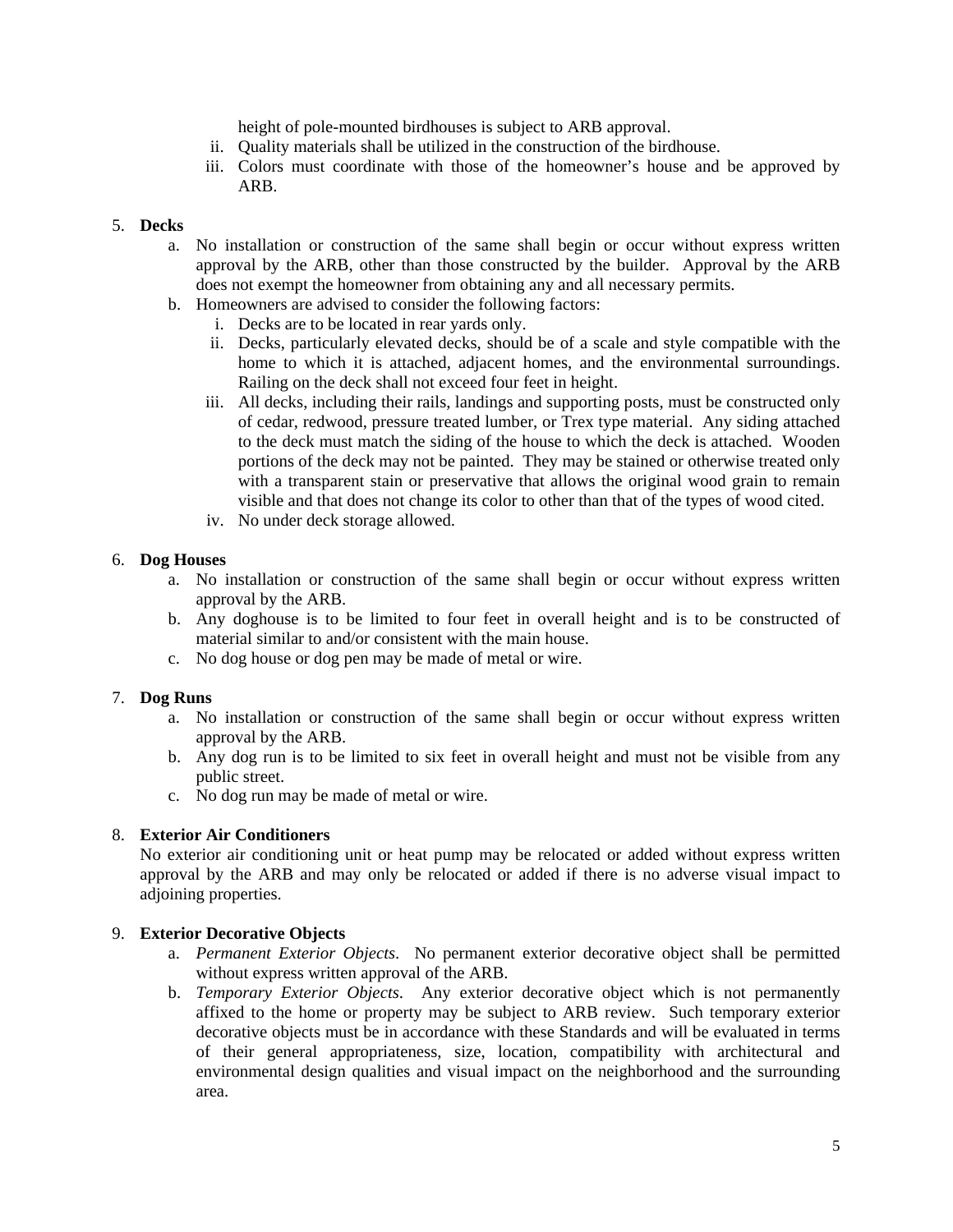height of pole-mounted birdhouses is subject to ARB approval.

   ii. Quality materials shall be utilized in the construction of the birdhouse.
   iii. Colors must coordinate with those of the homeowner's house and be approved by ARB.

5. **Decks**
   a. No installation or construction of the same shall begin or occur without express written approval by the ARB, other than those constructed by the builder. Approval by the ARB does not exempt the homeowner from obtaining any and all necessary permits.
   b. Homeowners are advised to consider the following factors:
      i. Decks are to be located in rear yards only.
      ii. Decks, particularly elevated decks, should be of a scale and style compatible with the home to which it is attached, adjacent homes, and the environmental surroundings. Railing on the deck shall not exceed four feet in height.
      iii. All decks, including their rails, landings and supporting posts, must be constructed only of cedar, redwood, pressure treated lumber, or Trex type material. Any siding attached to the deck must match the siding of the house to which the deck is attached. Wooden portions of the deck may not be painted. They may be stained or otherwise treated only with a transparent stain or preservative that allows the original wood grain to remain visible and that does not change its color to other than that of the types of wood cited.
      iv. No under deck storage allowed.

6. **Dog Houses**
   a. No installation or construction of the same shall begin or occur without express written approval by the ARB.
   b. Any doghouse is to be limited to four feet in overall height and is to be constructed of material similar to and/or consistent with the main house.
   c. No dog house or dog pen may be made of metal or wire.

7. **Dog Runs**
   a. No installation or construction of the same shall begin or occur without express written approval by the ARB.
   b. Any dog run is to be limited to six feet in overall height and must not be visible from any public street.
   c. No dog run may be made of metal or wire.

8. **Exterior Air Conditioners**
   No exterior air conditioning unit or heat pump may be relocated or added without express written approval by the ARB and may only be relocated or added if there is no adverse visual impact to adjoining properties.

9. **Exterior Decorative Objects**
   a. *Permanent Exterior Objects*. No permanent exterior decorative object shall be permitted without express written approval of the ARB.
   b. *Temporary Exterior Objects*. Any exterior decorative object which is not permanently affixed to the home or property may be subject to ARB review. Such temporary exterior decorative objects must be in accordance with these Standards and will be evaluated in terms of their general appropriateness, size, location, compatibility with architectural and environmental design qualities and visual impact on the neighborhood and the surrounding area.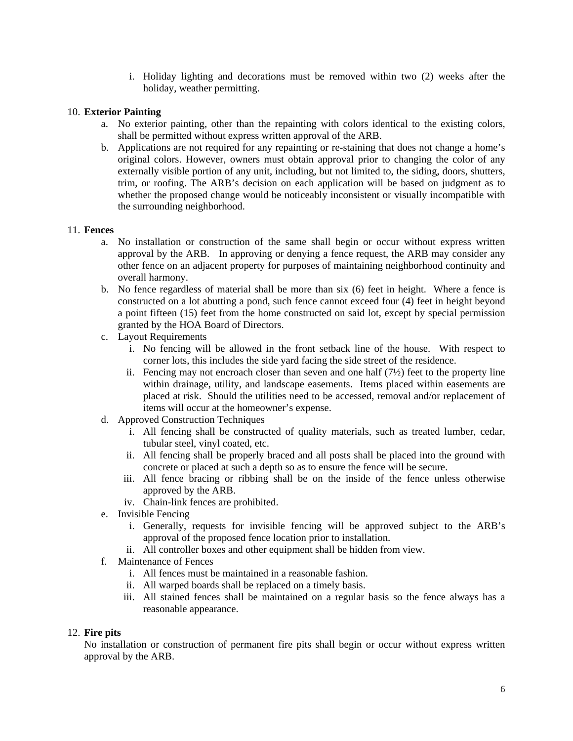i. Holiday lighting and decorations must be removed within two (2) weeks after the holiday, weather permitting.

10. **Exterior Painting**
    a. No exterior painting, other than the repainting with colors identical to the existing colors, shall be permitted without express written approval of the ARB.
    b. Applications are not required for any repainting or re-staining that does not change a home's original colors. However, owners must obtain approval prior to changing the color of any externally visible portion of any unit, including, but not limited to, the siding, doors, shutters, trim, or roofing. The ARB's decision on each application will be based on judgment as to whether the proposed change would be noticeably inconsistent or visually incompatible with the surrounding neighborhood.

11. **Fences**
    a. No installation or construction of the same shall begin or occur without express written approval by the ARB. In approving or denying a fence request, the ARB may consider any other fence on an adjacent property for purposes of maintaining neighborhood continuity and overall harmony.
    b. No fence regardless of material shall be more than six (6) feet in height. Where a fence is constructed on a lot abutting a pond, such fence cannot exceed four (4) feet in height beyond a point fifteen (15) feet from the home constructed on said lot, except by special permission granted by the HOA Board of Directors.
    c. Layout Requirements
        i. No fencing will be allowed in the front setback line of the house. With respect to corner lots, this includes the side yard facing the side street of the residence.
        ii. Fencing may not encroach closer than seven and one half (7½) feet to the property line within drainage, utility, and landscape easements. Items placed within easements are placed at risk. Should the utilities need to be accessed, removal and/or replacement of items will occur at the homeowner's expense.
    d. Approved Construction Techniques
        i. All fencing shall be constructed of quality materials, such as treated lumber, cedar, tubular steel, vinyl coated, etc.
        ii. All fencing shall be properly braced and all posts shall be placed into the ground with concrete or placed at such a depth so as to ensure the fence will be secure.
        iii. All fence bracing or ribbing shall be on the inside of the fence unless otherwise approved by the ARB.
        iv. Chain-link fences are prohibited.
    e. Invisible Fencing
        i. Generally, requests for invisible fencing will be approved subject to the ARB's approval of the proposed fence location prior to installation.
        ii. All controller boxes and other equipment shall be hidden from view.
    f. Maintenance of Fences
        i. All fences must be maintained in a reasonable fashion.
        ii. All warped boards shall be replaced on a timely basis.
        iii. All stained fences shall be maintained on a regular basis so the fence always has a reasonable appearance.

12. **Fire pits**

    No installation or construction of permanent fire pits shall begin or occur without express written approval by the ARB.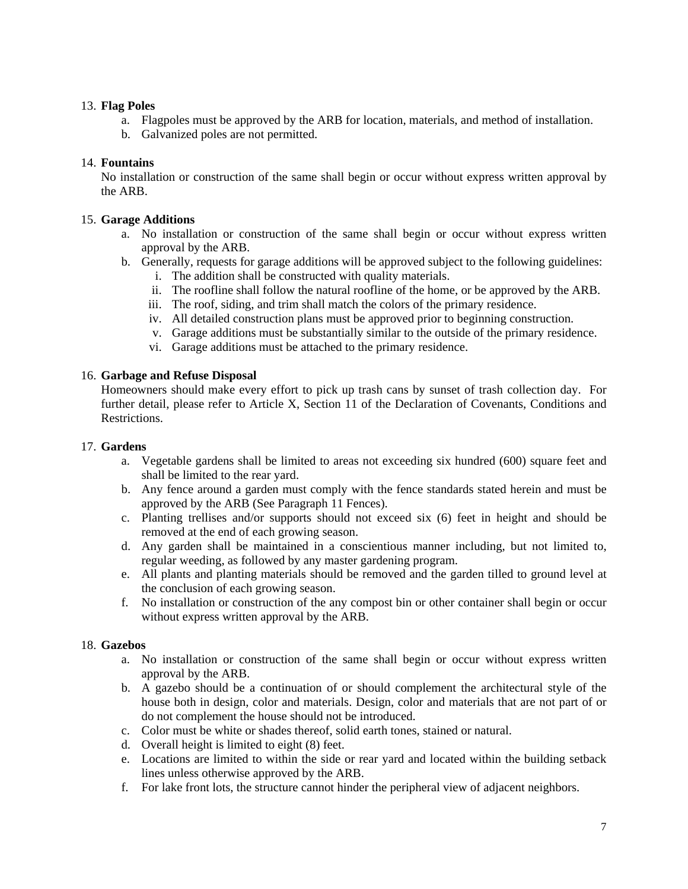13. **Flag Poles**
    a. Flagpoles must be approved by the ARB for location, materials, and method of installation.
    b. Galvanized poles are not permitted.

14. **Fountains**
    No installation or construction of the same shall begin or occur without express written approval by the ARB.

15. **Garage Additions**
    a. No installation or construction of the same shall begin or occur without express written approval by the ARB.
    b. Generally, requests for garage additions will be approved subject to the following guidelines:
        i. The addition shall be constructed with quality materials.
        ii. The roofline shall follow the natural roofline of the home, or be approved by the ARB.
        iii. The roof, siding, and trim shall match the colors of the primary residence.
        iv. All detailed construction plans must be approved prior to beginning construction.
        v. Garage additions must be substantially similar to the outside of the primary residence.
        vi. Garage additions must be attached to the primary residence.

16. **Garbage and Refuse Disposal**
    Homeowners should make every effort to pick up trash cans by sunset of trash collection day. For further detail, please refer to Article X, Section 11 of the Declaration of Covenants, Conditions and Restrictions.

17. **Gardens**
    a. Vegetable gardens shall be limited to areas not exceeding six hundred (600) square feet and shall be limited to the rear yard.
    b. Any fence around a garden must comply with the fence standards stated herein and must be approved by the ARB (See Paragraph 11 Fences).
    c. Planting trellises and/or supports should not exceed six (6) feet in height and should be removed at the end of each growing season.
    d. Any garden shall be maintained in a conscientious manner including, but not limited to, regular weeding, as followed by any master gardening program.
    e. All plants and planting materials should be removed and the garden tilled to ground level at the conclusion of each growing season.
    f. No installation or construction of the any compost bin or other container shall begin or occur without express written approval by the ARB.

18. **Gazebos**
    a. No installation or construction of the same shall begin or occur without express written approval by the ARB.
    b. A gazebo should be a continuation of or should complement the architectural style of the house both in design, color and materials. Design, color and materials that are not part of or do not complement the house should not be introduced.
    c. Color must be white or shades thereof, solid earth tones, stained or natural.
    d. Overall height is limited to eight (8) feet.
    e. Locations are limited to within the side or rear yard and located within the building setback lines unless otherwise approved by the ARB.
    f. For lake front lots, the structure cannot hinder the peripheral view of adjacent neighbors.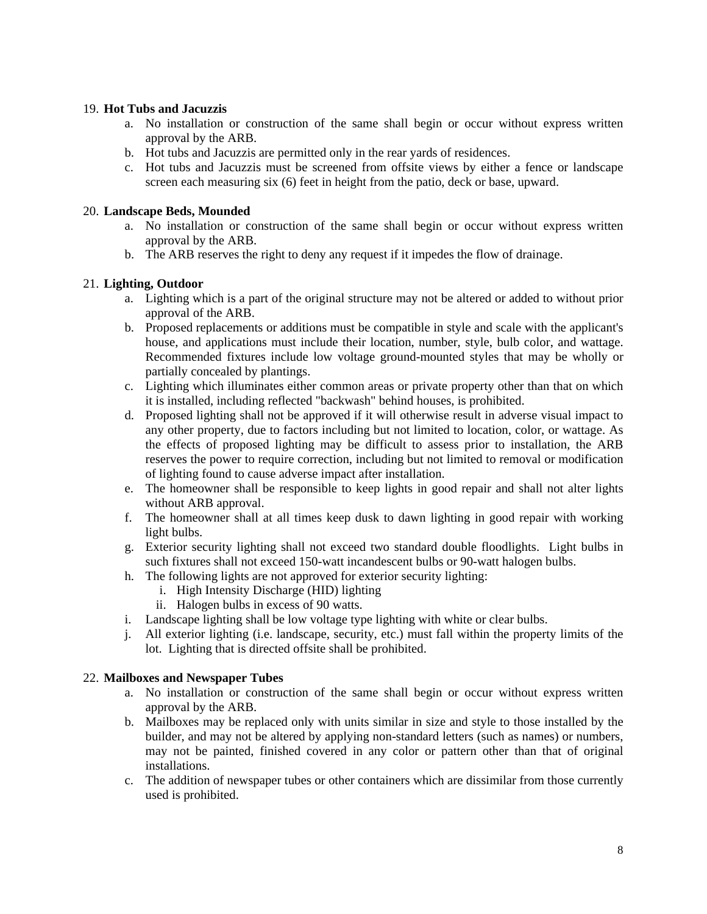19. **Hot Tubs and Jacuzzis**
    a. No installation or construction of the same shall begin or occur without express written approval by the ARB.
    b. Hot tubs and Jacuzzis are permitted only in the rear yards of residences.
    c. Hot tubs and Jacuzzis must be screened from offsite views by either a fence or landscape screen each measuring six (6) feet in height from the patio, deck or base, upward.

20. **Landscape Beds, Mounded**
    a. No installation or construction of the same shall begin or occur without express written approval by the ARB.
    b. The ARB reserves the right to deny any request if it impedes the flow of drainage.

21. **Lighting, Outdoor**
    a. Lighting which is a part of the original structure may not be altered or added to without prior approval of the ARB.
    b. Proposed replacements or additions must be compatible in style and scale with the applicant's house, and applications must include their location, number, style, bulb color, and wattage. Recommended fixtures include low voltage ground-mounted styles that may be wholly or partially concealed by plantings.
    c. Lighting which illuminates either common areas or private property other than that on which it is installed, including reflected "backwash" behind houses, is prohibited.
    d. Proposed lighting shall not be approved if it will otherwise result in adverse visual impact to any other property, due to factors including but not limited to location, color, or wattage. As the effects of proposed lighting may be difficult to assess prior to installation, the ARB reserves the power to require correction, including but not limited to removal or modification of lighting found to cause adverse impact after installation.
    e. The homeowner shall be responsible to keep lights in good repair and shall not alter lights without ARB approval.
    f. The homeowner shall at all times keep dusk to dawn lighting in good repair with working light bulbs.
    g. Exterior security lighting shall not exceed two standard double floodlights. Light bulbs in such fixtures shall not exceed 150-watt incandescent bulbs or 90-watt halogen bulbs.
    h. The following lights are not approved for exterior security lighting:
        i. High Intensity Discharge (HID) lighting
        ii. Halogen bulbs in excess of 90 watts.
    i. Landscape lighting shall be low voltage type lighting with white or clear bulbs.
    j. All exterior lighting (i.e. landscape, security, etc.) must fall within the property limits of the lot. Lighting that is directed offsite shall be prohibited.

22. **Mailboxes and Newspaper Tubes**
    a. No installation or construction of the same shall begin or occur without express written approval by the ARB.
    b. Mailboxes may be replaced only with units similar in size and style to those installed by the builder, and may not be altered by applying non-standard letters (such as names) or numbers, may not be painted, finished covered in any color or pattern other than that of original installations.
    c. The addition of newspaper tubes or other containers which are dissimilar from those currently used is prohibited.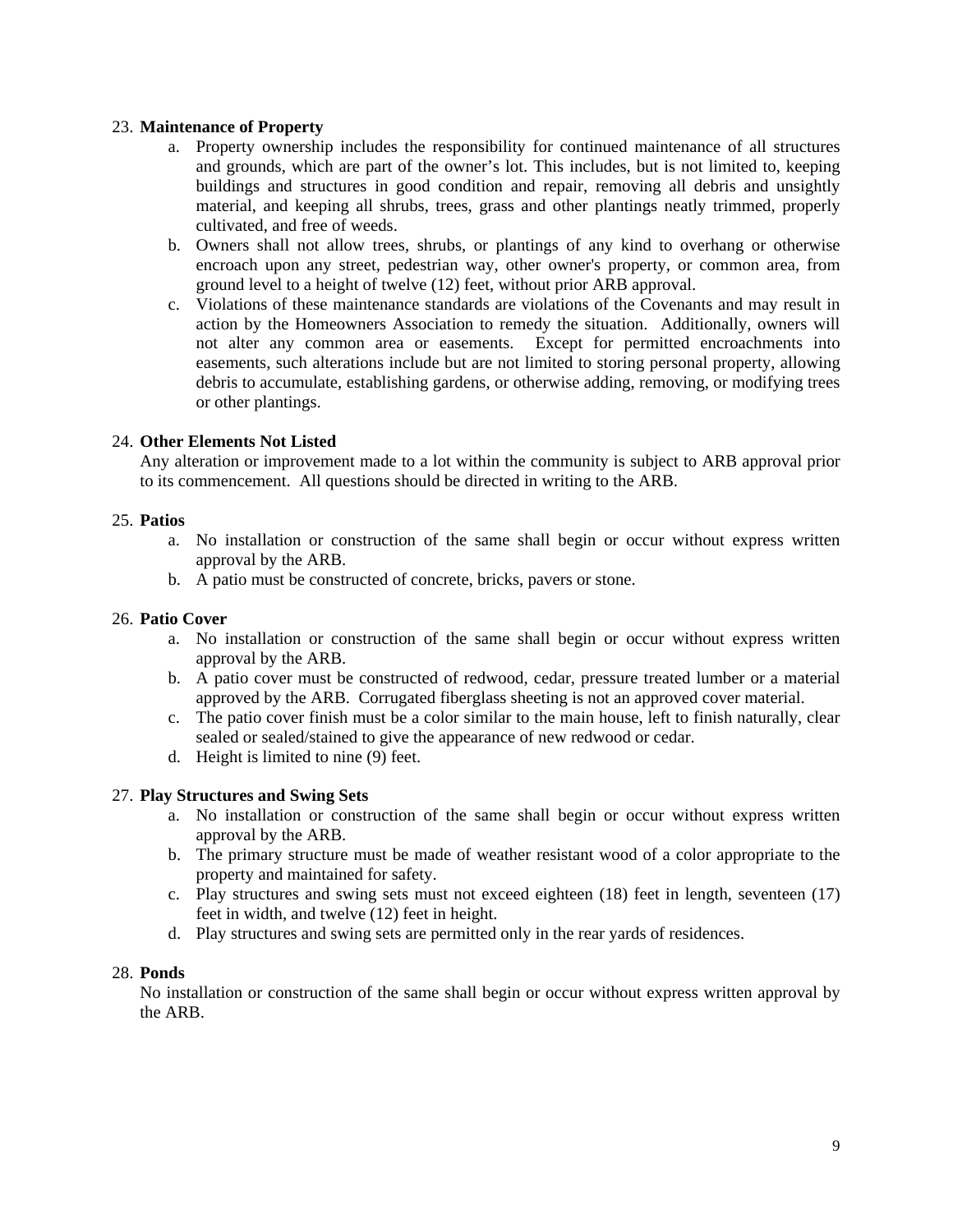23. **Maintenance of Property**
    a. Property ownership includes the responsibility for continued maintenance of all structures and grounds, which are part of the owner's lot. This includes, but is not limited to, keeping buildings and structures in good condition and repair, removing all debris and unsightly material, and keeping all shrubs, trees, grass and other plantings neatly trimmed, properly cultivated, and free of weeds.
    b. Owners shall not allow trees, shrubs, or plantings of any kind to overhang or otherwise encroach upon any street, pedestrian way, other owner's property, or common area, from ground level to a height of twelve (12) feet, without prior ARB approval.
    c. Violations of these maintenance standards are violations of the Covenants and may result in action by the Homeowners Association to remedy the situation. Additionally, owners will not alter any common area or easements. Except for permitted encroachments into easements, such alterations include but are not limited to storing personal property, allowing debris to accumulate, establishing gardens, or otherwise adding, removing, or modifying trees or other plantings.

24. **Other Elements Not Listed**
    Any alteration or improvement made to a lot within the community is subject to ARB approval prior to its commencement. All questions should be directed in writing to the ARB.

25. **Patios**
    a. No installation or construction of the same shall begin or occur without express written approval by the ARB.
    b. A patio must be constructed of concrete, bricks, pavers or stone.

26. **Patio Cover**
    a. No installation or construction of the same shall begin or occur without express written approval by the ARB.
    b. A patio cover must be constructed of redwood, cedar, pressure treated lumber or a material approved by the ARB. Corrugated fiberglass sheeting is not an approved cover material.
    c. The patio cover finish must be a color similar to the main house, left to finish naturally, clear sealed or sealed/stained to give the appearance of new redwood or cedar.
    d. Height is limited to nine (9) feet.

27. **Play Structures and Swing Sets**
    a. No installation or construction of the same shall begin or occur without express written approval by the ARB.
    b. The primary structure must be made of weather resistant wood of a color appropriate to the property and maintained for safety.
    c. Play structures and swing sets must not exceed eighteen (18) feet in length, seventeen (17) feet in width, and twelve (12) feet in height.
    d. Play structures and swing sets are permitted only in the rear yards of residences.

28. **Ponds**
    No installation or construction of the same shall begin or occur without express written approval by the ARB.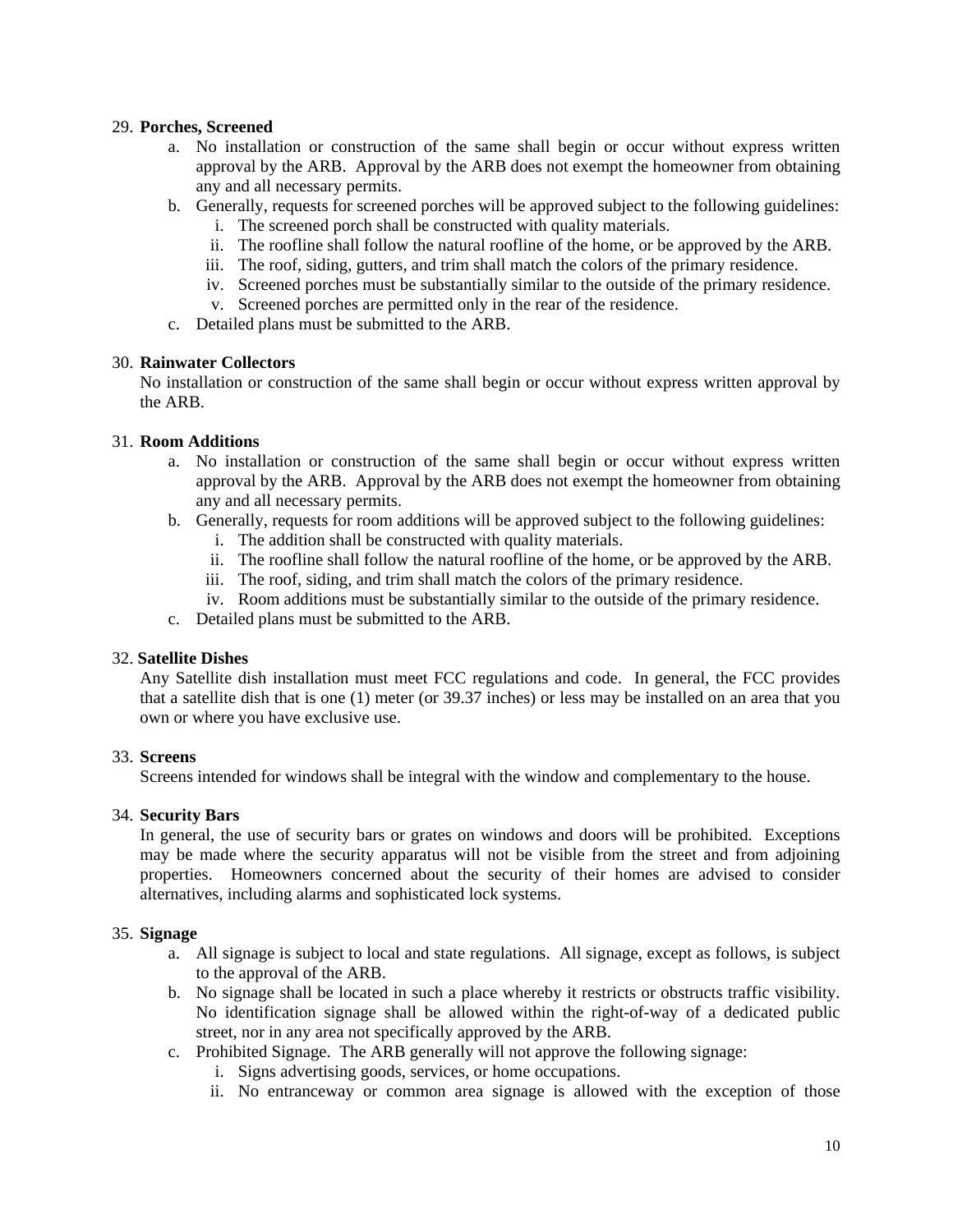29. **Porches, Screened**
    a. No installation or construction of the same shall begin or occur without express written approval by the ARB. Approval by the ARB does not exempt the homeowner from obtaining any and all necessary permits.
    b. Generally, requests for screened porches will be approved subject to the following guidelines:
        i. The screened porch shall be constructed with quality materials.
        ii. The roofline shall follow the natural roofline of the home, or be approved by the ARB.
        iii. The roof, siding, gutters, and trim shall match the colors of the primary residence.
        iv. Screened porches must be substantially similar to the outside of the primary residence.
        v. Screened porches are permitted only in the rear of the residence.
    c. Detailed plans must be submitted to the ARB.

30. **Rainwater Collectors**
    No installation or construction of the same shall begin or occur without express written approval by the ARB.

31. **Room Additions**
    a. No installation or construction of the same shall begin or occur without express written approval by the ARB. Approval by the ARB does not exempt the homeowner from obtaining any and all necessary permits.
    b. Generally, requests for room additions will be approved subject to the following guidelines:
        i. The addition shall be constructed with quality materials.
        ii. The roofline shall follow the natural roofline of the home, or be approved by the ARB.
        iii. The roof, siding, and trim shall match the colors of the primary residence.
        iv. Room additions must be substantially similar to the outside of the primary residence.
    c. Detailed plans must be submitted to the ARB.

32. **Satellite Dishes**
    Any Satellite dish installation must meet FCC regulations and code. In general, the FCC provides that a satellite dish that is one (1) meter (or 39.37 inches) or less may be installed on an area that you own or where you have exclusive use.

33. **Screens**
    Screens intended for windows shall be integral with the window and complementary to the house.

34. **Security Bars**
    In general, the use of security bars or grates on windows and doors will be prohibited. Exceptions may be made where the security apparatus will not be visible from the street and from adjoining properties. Homeowners concerned about the security of their homes are advised to consider alternatives, including alarms and sophisticated lock systems.

35. **Signage**
    a. All signage is subject to local and state regulations. All signage, except as follows, is subject to the approval of the ARB.
    b. No signage shall be located in such a place whereby it restricts or obstructs traffic visibility. No identification signage shall be allowed within the right-of-way of a dedicated public street, nor in any area not specifically approved by the ARB.
    c. Prohibited Signage. The ARB generally will not approve the following signage:
        i. Signs advertising goods, services, or home occupations.
        ii. No entranceway or common area signage is allowed with the exception of those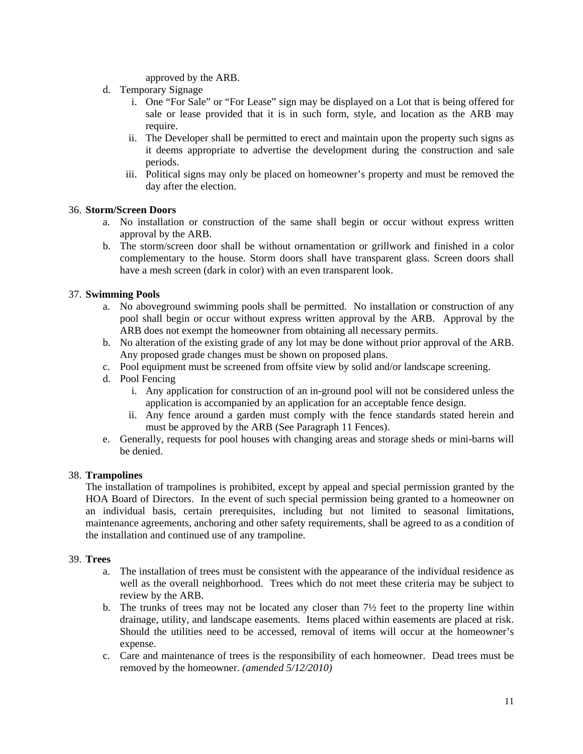approved by the ARB.

d. Temporary Signage
   i. One "For Sale" or "For Lease" sign may be displayed on a Lot that is being offered for sale or lease provided that it is in such form, style, and location as the ARB may require.
   ii. The Developer shall be permitted to erect and maintain upon the property such signs as it deems appropriate to advertise the development during the construction and sale periods.
   iii. Political signs may only be placed on homeowner's property and must be removed the day after the election.

36. **Storm/Screen Doors**
   a. No installation or construction of the same shall begin or occur without express written approval by the ARB.
   b. The storm/screen door shall be without ornamentation or grillwork and finished in a color complementary to the house. Storm doors shall have transparent glass. Screen doors shall have a mesh screen (dark in color) with an even transparent look.

37. **Swimming Pools**
   a. No aboveground swimming pools shall be permitted. No installation or construction of any pool shall begin or occur without express written approval by the ARB. Approval by the ARB does not exempt the homeowner from obtaining all necessary permits.
   b. No alteration of the existing grade of any lot may be done without prior approval of the ARB. Any proposed grade changes must be shown on proposed plans.
   c. Pool equipment must be screened from offsite view by solid and/or landscape screening.
   d. Pool Fencing
      i. Any application for construction of an in-ground pool will not be considered unless the application is accompanied by an application for an acceptable fence design.
      ii. Any fence around a garden must comply with the fence standards stated herein and must be approved by the ARB (See Paragraph 11 Fences).
   e. Generally, requests for pool houses with changing areas and storage sheds or mini-barns will be denied.

38. **Trampolines**

The installation of trampolines is prohibited, except by appeal and special permission granted by the HOA Board of Directors. In the event of such special permission being granted to a homeowner on an individual basis, certain prerequisites, including but not limited to seasonal limitations, maintenance agreements, anchoring and other safety requirements, shall be agreed to as a condition of the installation and continued use of any trampoline.

39. **Trees**
   a. The installation of trees must be consistent with the appearance of the individual residence as well as the overall neighborhood. Trees which do not meet these criteria may be subject to review by the ARB.
   b. The trunks of trees may not be located any closer than 7½ feet to the property line within drainage, utility, and landscape easements. Items placed within easements are placed at risk. Should the utilities need to be accessed, removal of items will occur at the homeowner's expense.
   c. Care and maintenance of trees is the responsibility of each homeowner. Dead trees must be removed by the homeowner. *(amended 5/12/2010)*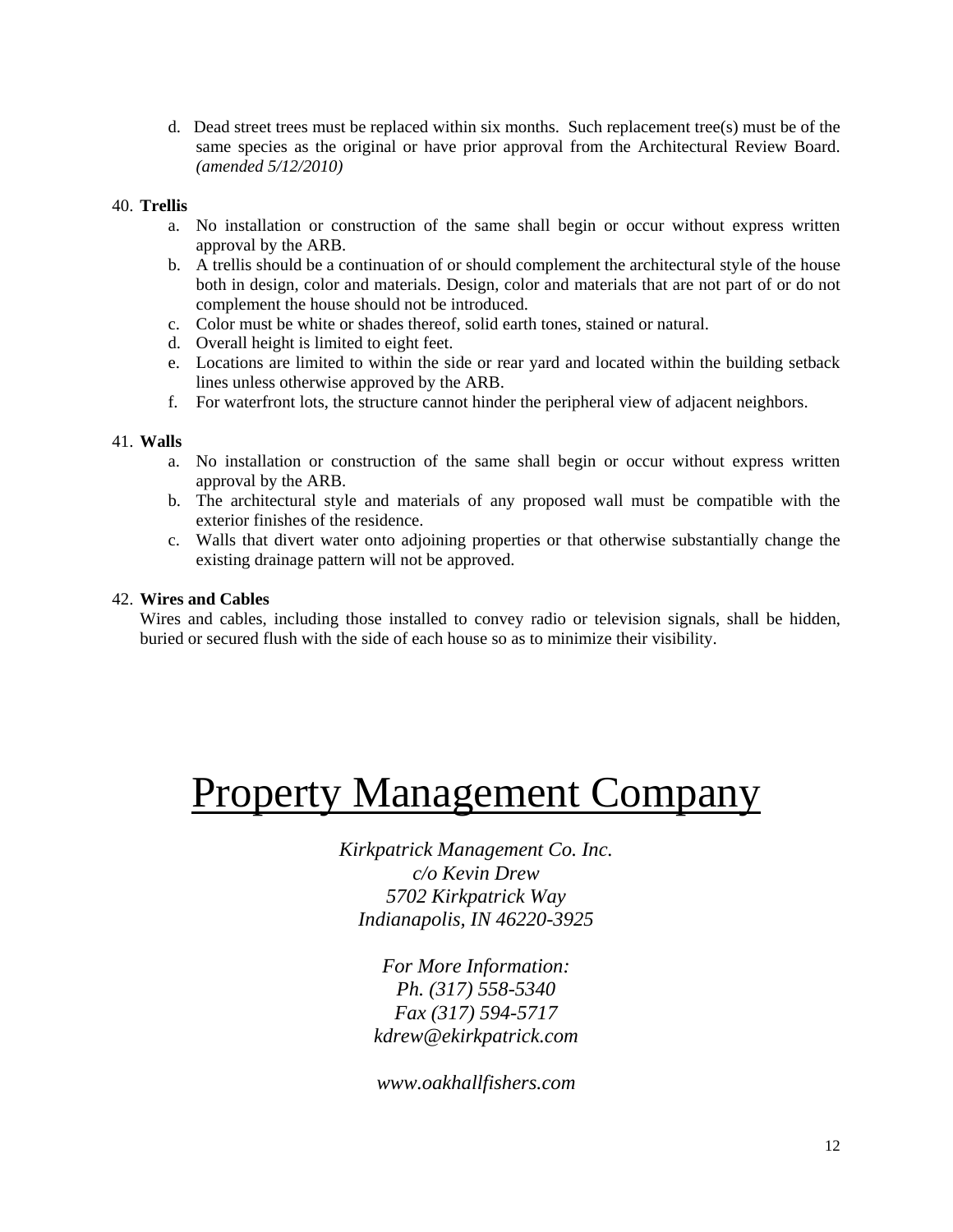d. Dead street trees must be replaced within six months. Such replacement tree(s) must be of the same species as the original or have prior approval from the Architectural Review Board. *(amended 5/12/2010)*

40. **Trellis**
    a. No installation or construction of the same shall begin or occur without express written approval by the ARB.
    b. A trellis should be a continuation of or should complement the architectural style of the house both in design, color and materials. Design, color and materials that are not part of or do not complement the house should not be introduced.
    c. Color must be white or shades thereof, solid earth tones, stained or natural.
    d. Overall height is limited to eight feet.
    e. Locations are limited to within the side or rear yard and located within the building setback lines unless otherwise approved by the ARB.
    f. For waterfront lots, the structure cannot hinder the peripheral view of adjacent neighbors.

41. **Walls**
    a. No installation or construction of the same shall begin or occur without express written approval by the ARB.
    b. The architectural style and materials of any proposed wall must be compatible with the exterior finishes of the residence.
    c. Walls that divert water onto adjoining properties or that otherwise substantially change the existing drainage pattern will not be approved.

42. **Wires and Cables**
    Wires and cables, including those installed to convey radio or television signals, shall be hidden, buried or secured flush with the side of each house so as to minimize their visibility.

# Property Management Company

*Kirkpatrick Management Co. Inc.*
*c/o Kevin Drew*
*5702 Kirkpatrick Way*
*Indianapolis, IN 46220-3925*

*For More Information:*
*Ph. (317) 558-5340*
*Fax (317) 594-5717*
*kdrew@ekirkpatrick.com*

*www.oakhallfishers.com*